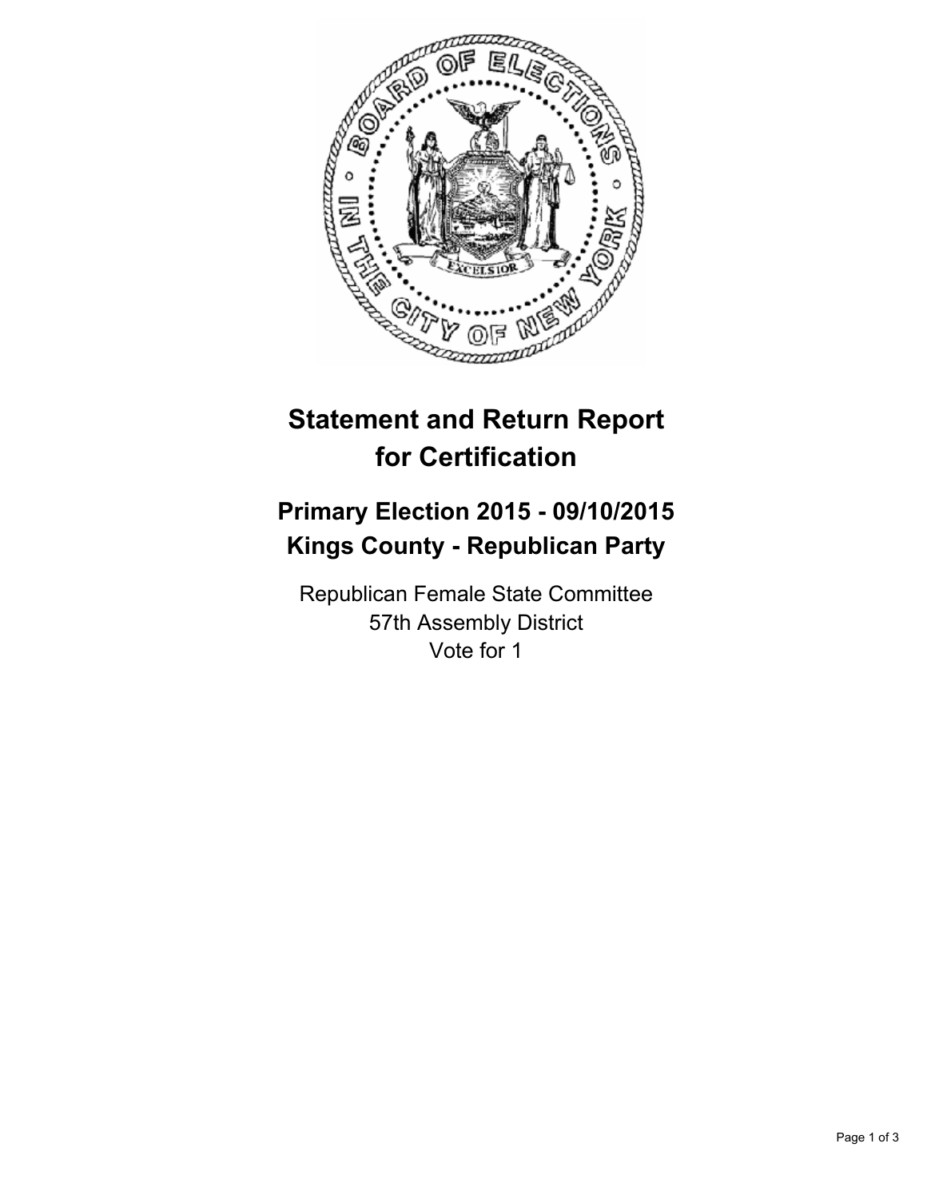# Statement and Return Report for Certification

## Primary Election 2015 - 09/10/2015
## Kings County - Republican Party

Republican Female State Committee
57th Assembly District
Vote for 1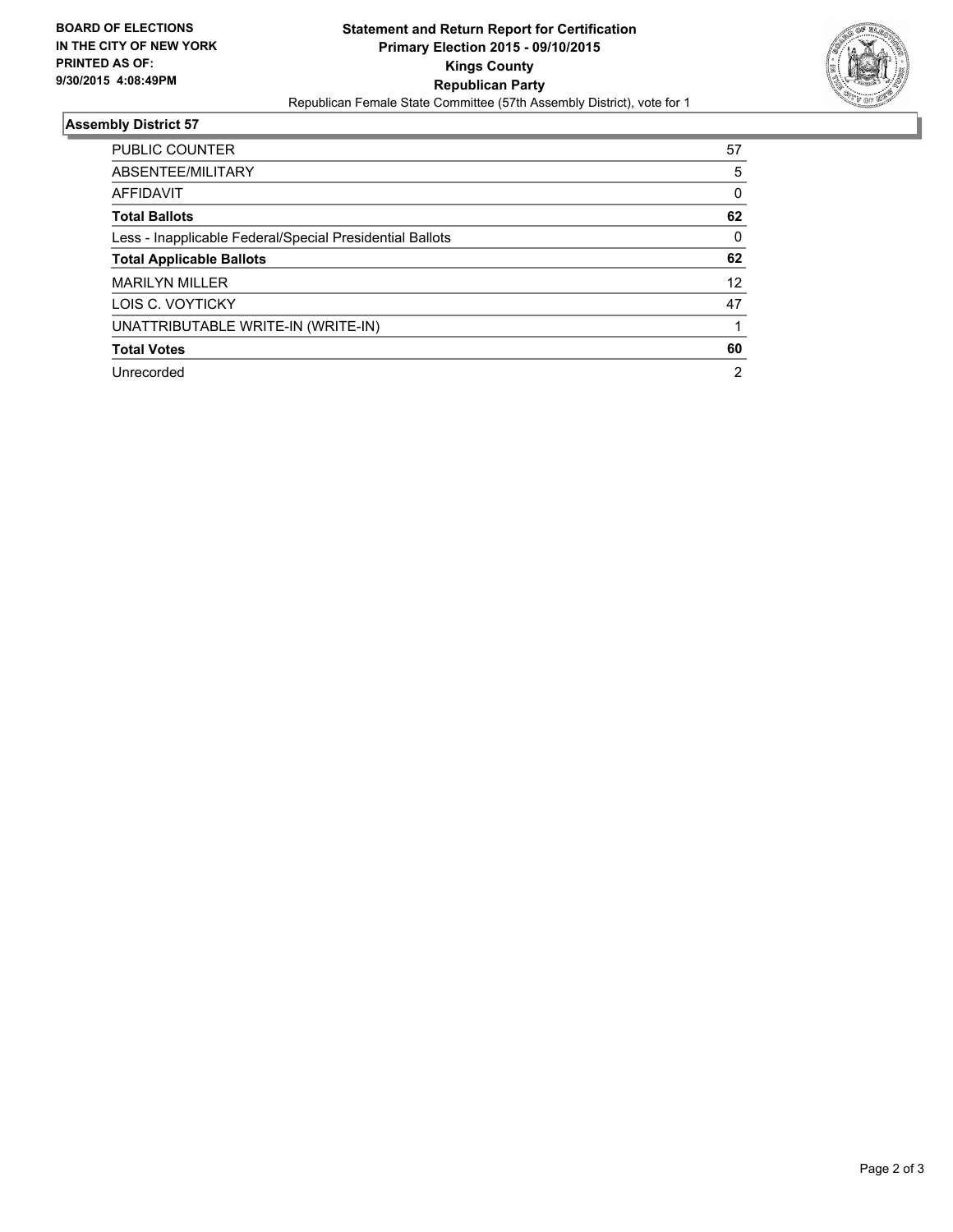BOARD OF ELECTIONS
IN THE CITY OF NEW YORK
PRINTED AS OF:
9/30/2015 4:08:49PM

**Statement and Return Report for Certification**
**Primary Election 2015 - 09/10/2015**
**Kings County**
**Republican Party**
Republican Female State Committee (57th Assembly District), vote for 1

## Assembly District 57

| | |
|---|---|
| PUBLIC COUNTER | 57 |
| ABSENTEE/MILITARY | 5 |
| AFFIDAVIT | 0 |
| **Total Ballots** | **62** |
| Less - Inapplicable Federal/Special Presidential Ballots | 0 |
| **Total Applicable Ballots** | **62** |
| MARILYN MILLER | 12 |
| LOIS C. VOYTICKY | 47 |
| UNATTRIBUTABLE WRITE-IN (WRITE-IN) | 1 |
| **Total Votes** | **60** |
| Unrecorded | 2 |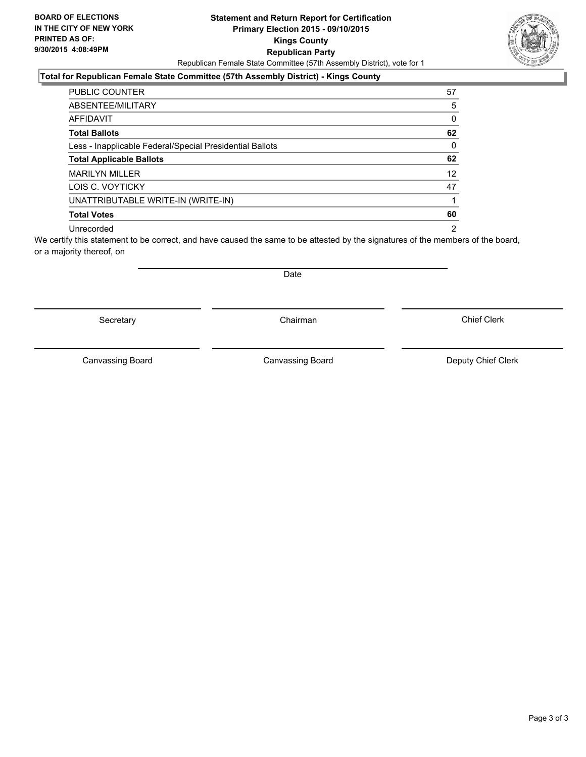**BOARD OF ELECTIONS IN THE CITY OF NEW YORK PRINTED AS OF: 9/30/2015 4:08:49PM**

# Statement and Return Report for Certification
## Primary Election 2015 - 09/10/2015
## Kings County
## Republican Party

Republican Female State Committee (57th Assembly District), vote for 1

### Total for Republican Female State Committee (57th Assembly District) - Kings County

| | |
|---|---|
| PUBLIC COUNTER | 57 |
| ABSENTEE/MILITARY | 5 |
| AFFIDAVIT | 0 |
| **Total Ballots** | **62** |
| Less - Inapplicable Federal/Special Presidential Ballots | 0 |
| **Total Applicable Ballots** | **62** |
| MARILYN MILLER | 12 |
| LOIS C. VOYTICKY | 47 |
| UNATTRIBUTABLE WRITE-IN (WRITE-IN) | 1 |
| **Total Votes** | **60** |
| Unrecorded | 2 |

We certify this statement to be correct, and have caused the same to be attested by the signatures of the members of the board, or a majority thereof, on

Date

Secretary | Chairman | Chief Clerk

Canvassing Board | Canvassing Board | Deputy Chief Clerk